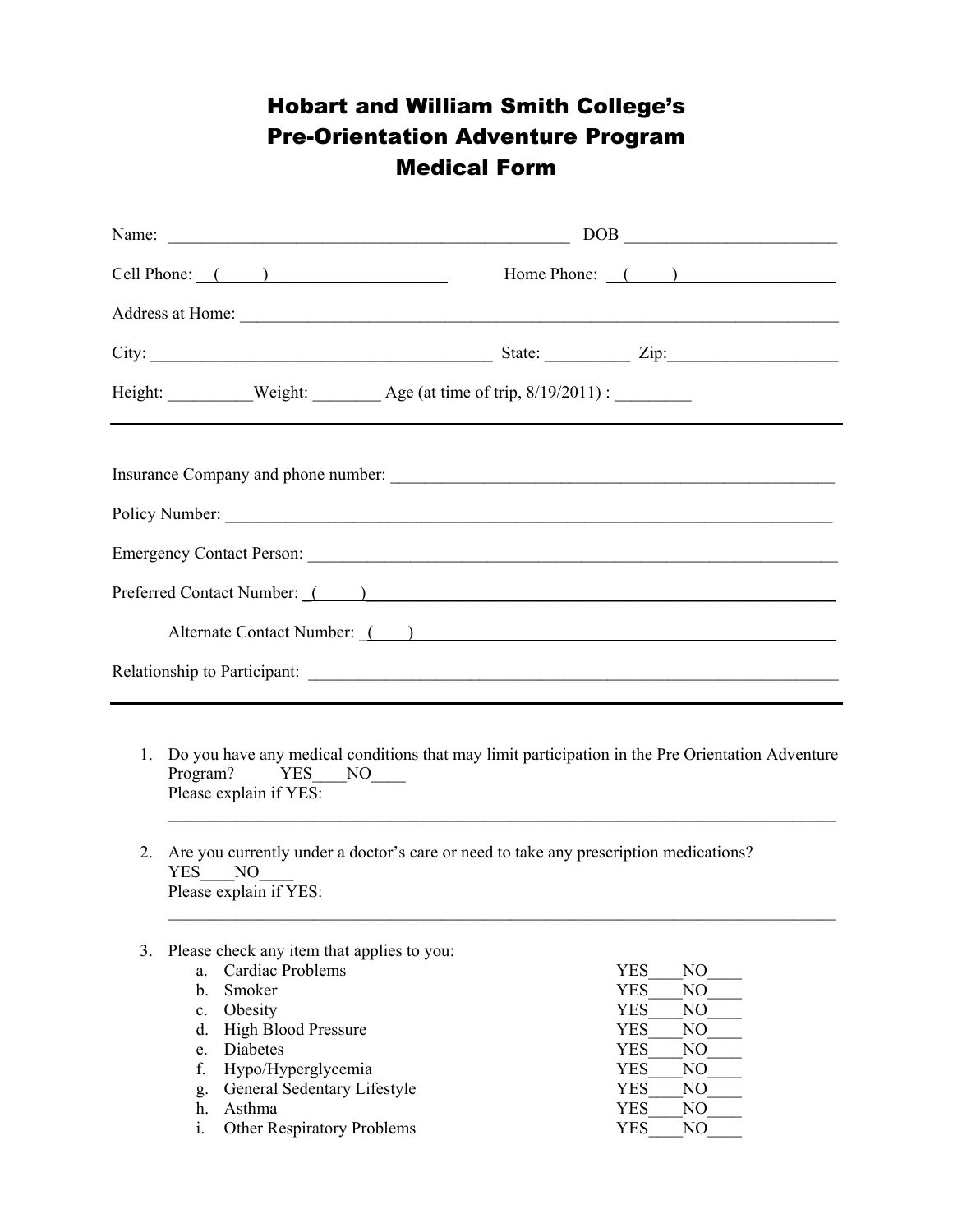# Hobart and William Smith College's Pre-Orientation Adventure Program Medical Form

Name: ________________________________________________ DOB ________________________

Cell Phone: __(_____) ____________________ Home Phone: __(_____) _________________

Address at Home: ___________________________________________________________________

City: ________________________________________ State: __________ Zip:___________________

Height: __________Weight: ________ Age (at time of trip, 8/19/2011) : _________

---

Insurance Company and phone number: ____________________________________________________

Policy Number: _________________________________________________________________________

Emergency Contact Person: ______________________________________________________________

Preferred Contact Number: _(_____)_______________________________________________________

Alternate Contact Number: _(____) ______________________________________________

Relationship to Participant: ______________________________________________________________

---

1. Do you have any medical conditions that may limit participation in the Pre Orientation Adventure Program? YES____NO____
   Please explain if YES:
   _______________________________________________________________________________

2. Are you currently under a doctor's care or need to take any prescription medications?
   YES____NO____
   Please explain if YES:
   _______________________________________________________________________________

3. Please check any item that applies to you:
   a. Cardiac Problems YES____NO____
   b. Smoker YES____NO____
   c. Obesity YES____NO____
   d. High Blood Pressure YES____NO____
   e. Diabetes YES____NO____
   f. Hypo/Hyperglycemia YES____NO____
   g. General Sedentary Lifestyle YES____NO____
   h. Asthma YES____NO____
   i. Other Respiratory Problems YES____NO____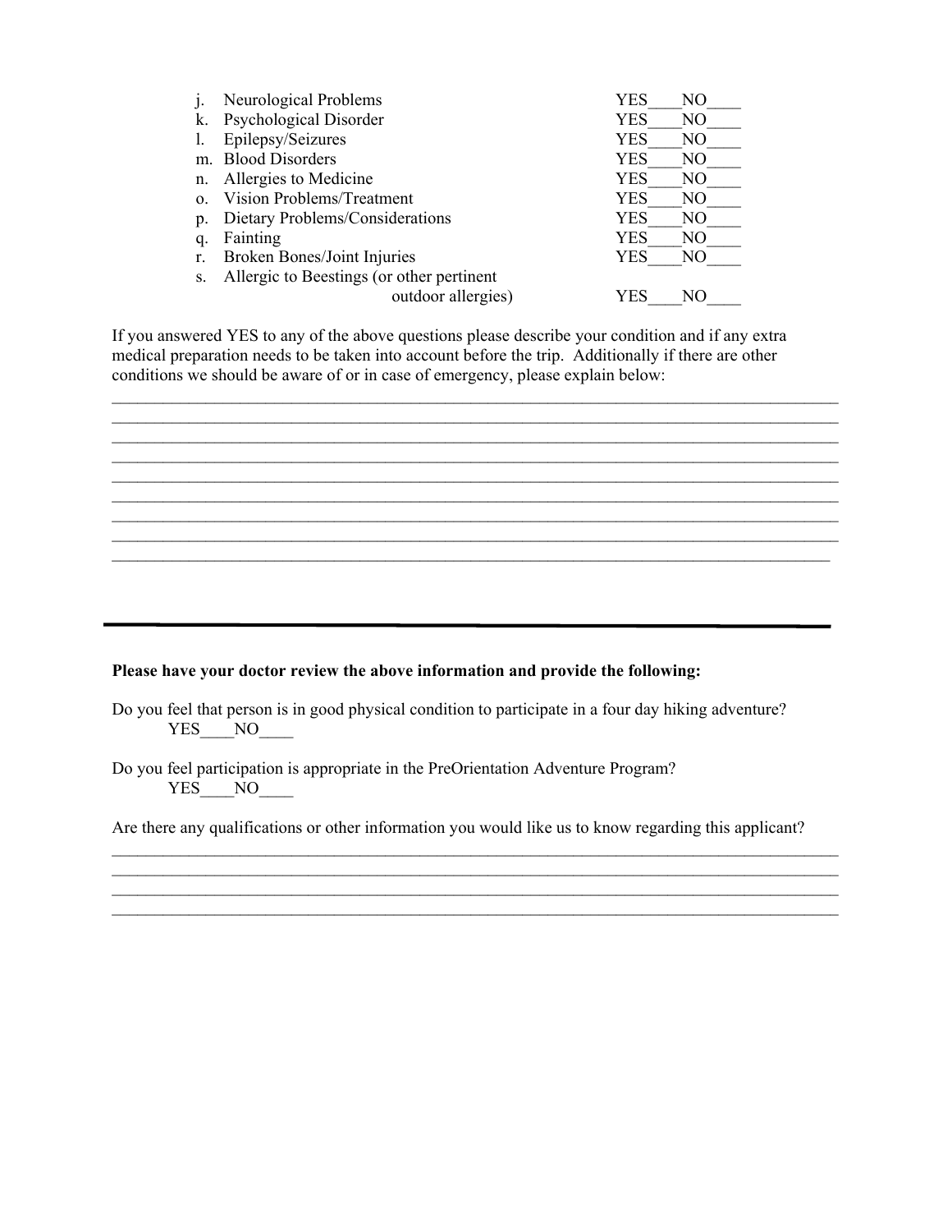j. Neurological Problems YES____NO____
k. Psychological Disorder YES____NO____
l. Epilepsy/Seizures YES____NO____
m. Blood Disorders YES____NO____
n. Allergies to Medicine YES____NO____
o. Vision Problems/Treatment YES____NO____
p. Dietary Problems/Considerations YES____NO____
q. Fainting YES____NO____
r. Broken Bones/Joint Injuries YES____NO____
s. Allergic to Beestings (or other pertinent outdoor allergies) YES____NO____

If you answered YES to any of the above questions please describe your condition and if any extra medical preparation needs to be taken into account before the trip. Additionally if there are other conditions we should be aware of or in case of emergency, please explain below:

_______________________________________________________________________________________
_______________________________________________________________________________________
_______________________________________________________________________________________
_______________________________________________________________________________________
_______________________________________________________________________________________
_______________________________________________________________________________________
_______________________________________________________________________________________
_______________________________________________________________________________________
_______________________________________________________________________________________

---

**Please have your doctor review the above information and provide the following:**

Do you feel that person is in good physical condition to participate in a four day hiking adventure?
YES____NO____

Do you feel participation is appropriate in the PreOrientation Adventure Program?
YES____NO____

Are there any qualifications or other information you would like us to know regarding this applicant?

_______________________________________________________________________________________
_______________________________________________________________________________________
_______________________________________________________________________________________
_______________________________________________________________________________________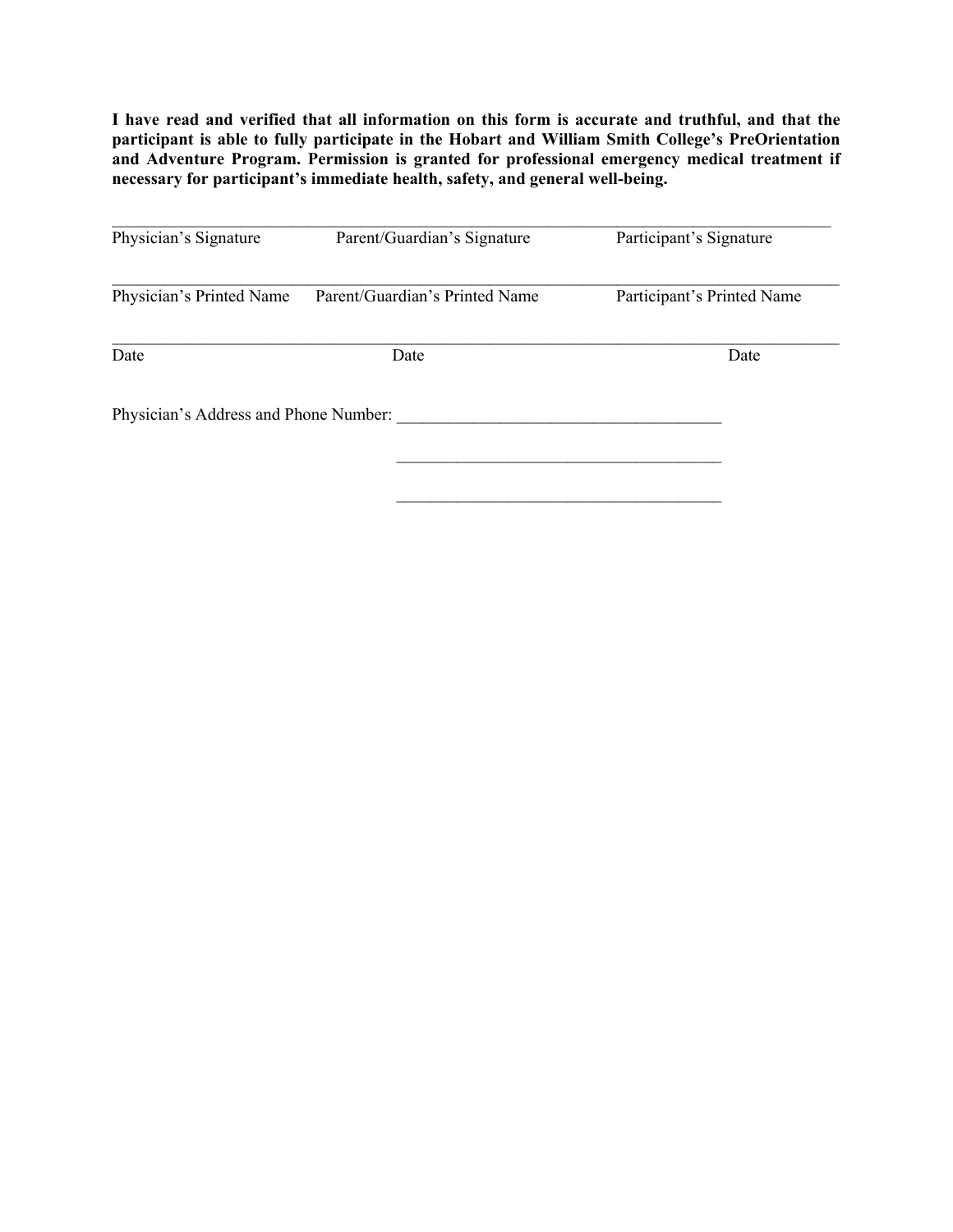**I have read and verified that all information on this form is accurate and truthful, and that the participant is able to fully participate in the Hobart and William Smith College's PreOrientation and Adventure Program. Permission is granted for professional emergency medical treatment if necessary for participant's immediate health, safety, and general well-being.**

| | | |
|---|---|---|
| ______________________ | ______________________ | ______________________ |
| Physician's Signature | Parent/Guardian's Signature | Participant's Signature |
| ______________________ | ______________________ | ______________________ |
| Physician's Printed Name | Parent/Guardian's Printed Name | Participant's Printed Name |
| ______________________ | ______________________ | ______________________ |
| Date | Date | Date |

Physician's Address and Phone Number: ______________________________________

______________________________________

______________________________________